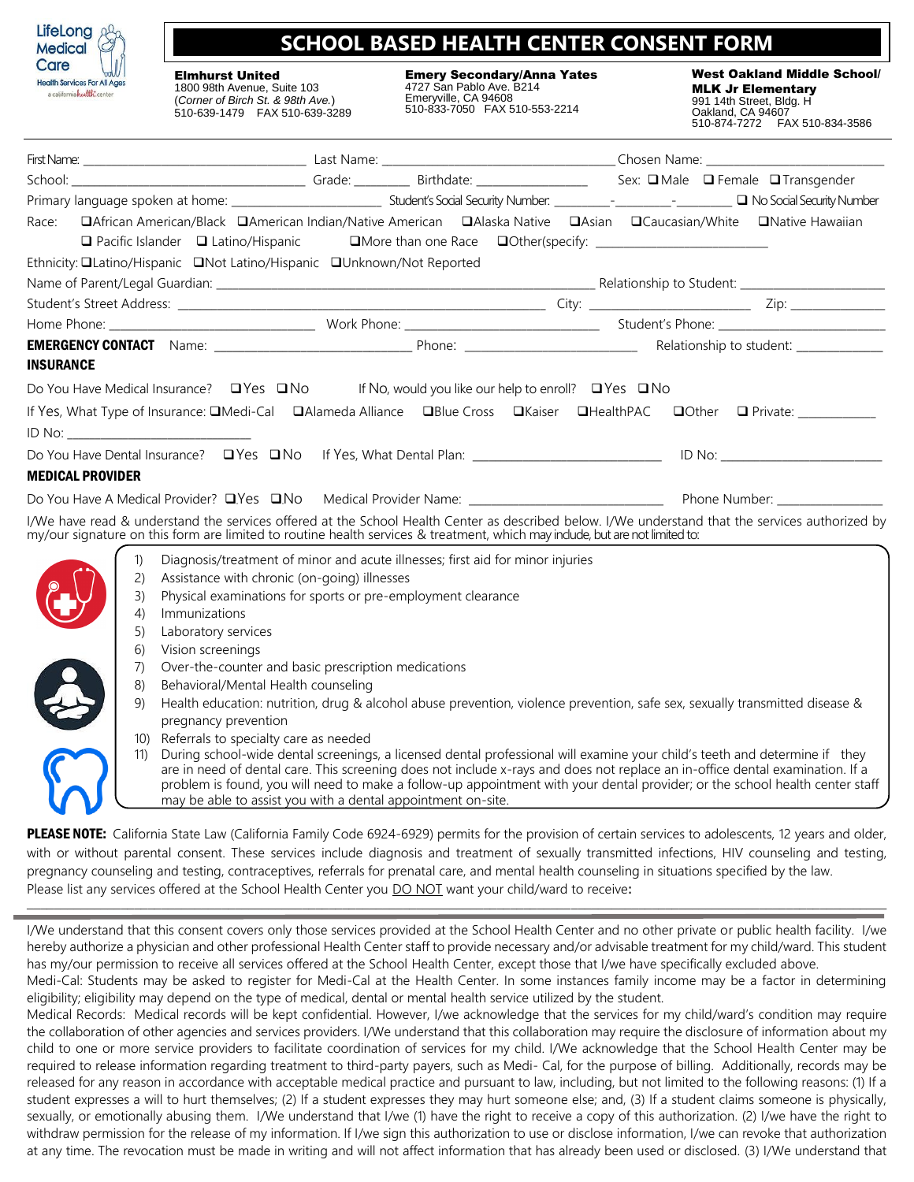LifeLong Medical Care
Health Services For All Ages
a californiahealth+center

# SCHOOL BASED HEALTH CENTER CONSENT FORM

**Elmhurst United**
1800 98th Avenue, Suite 103
(*Corner of Birch St. & 98th Ave.*)
510-639-1479 FAX 510-639-3289

**Emery Secondary/Anna Yates**
4727 San Pablo Ave. B214
Emeryville, CA 94608
510-833-7050 FAX 510-553-2214

**West Oakland Middle School/**
**MLK Jr Elementary**
991 14th Street, Bldg. H
Oakland, CA 94607
510-874-7272 FAX 510-834-3586

First Name: ______________________ Last Name: ______________________ Chosen Name: ______________________

School: ______________________ Grade: ________ Birthdate: ______________ Sex: ❑ Male ❑ Female ❑ Transgender

Primary language spoken at home: ______________ Student's Social Security Number: ________-________-________ ❑ No Social Security Number

Race: ❑African American/Black ❑American Indian/Native American ❑Alaska Native ❑Asian ❑Caucasian/White ❑Native Hawaiian ❑ Pacific Islander ❑ Latino/Hispanic ❑More than one Race ❑Other(specify: ______________________

Ethnicity: ❑Latino/Hispanic ❑Not Latino/Hispanic ❑Unknown/Not Reported

Name of Parent/Legal Guardian: ______________________ Relationship to Student: ______________________

Student's Street Address: ______________________ City: ______________ Zip: ____________

Home Phone: ______________________ Work Phone: ______________________ Student's Phone: ______________________

**EMERGENCY CONTACT** Name: ______________________ Phone: ______________________ Relationship to student: ____________

**INSURANCE**

Do You Have Medical Insurance? ❑Yes ❑No If No, would you like our help to enroll? ❑Yes ❑No

If Yes, What Type of Insurance: ❑Medi-Cal ❑Alameda Alliance ❑Blue Cross ❑Kaiser ❑HealthPAC ❑Other ❑ Private: __________

ID No: ______________________

Do You Have Dental Insurance? ❑Yes ❑No If Yes, What Dental Plan: ______________________ ID No: ______________________

**MEDICAL PROVIDER**

Do You Have A Medical Provider? ❑Yes ❑No Medical Provider Name: ______________________ Phone Number: ______________

I/We have read & understand the services offered at the School Health Center as described below. I/We understand that the services authorized by my/our signature on this form are limited to routine health services & treatment, which may include, but are not limited to:

1) Diagnosis/treatment of minor and acute illnesses; first aid for minor injuries
2) Assistance with chronic (on-going) illnesses
3) Physical examinations for sports or pre-employment clearance
4) Immunizations
5) Laboratory services
6) Vision screenings
7) Over-the-counter and basic prescription medications
8) Behavioral/Mental Health counseling
9) Health education: nutrition, drug & alcohol abuse prevention, violence prevention, safe sex, sexually transmitted disease & pregnancy prevention
10) Referrals to specialty care as needed
11) During school-wide dental screenings, a licensed dental professional will examine your child's teeth and determine if they are in need of dental care. This screening does not include x-rays and does not replace an in-office dental examination. If a problem is found, you will need to make a follow-up appointment with your dental provider; or the school health center staff may be able to assist you with a dental appointment on-site.

**PLEASE NOTE:** California State Law (California Family Code 6924-6929) permits for the provision of certain services to adolescents, 12 years and older, with or without parental consent. These services include diagnosis and treatment of sexually transmitted infections, HIV counseling and testing, pregnancy counseling and testing, contraceptives, referrals for prenatal care, and mental health counseling in situations specified by the law.
Please list any services offered at the School Health Center you DO NOT want your child/ward to receive**:**

______________________________________________________________________________

I/We understand that this consent covers only those services provided at the School Health Center and no other private or public health facility. I/we hereby authorize a physician and other professional Health Center staff to provide necessary and/or advisable treatment for my child/ward. This student has my/our permission to receive all services offered at the School Health Center, except those that I/we have specifically excluded above.

Medi-Cal: Students may be asked to register for Medi-Cal at the Health Center. In some instances family income may be a factor in determining eligibility; eligibility may depend on the type of medical, dental or mental health service utilized by the student.

Medical Records: Medical records will be kept confidential. However, I/we acknowledge that the services for my child/ward's condition may require the collaboration of other agencies and services providers. I/We understand that this collaboration may require the disclosure of information about my child to one or more service providers to facilitate coordination of services for my child. I/We acknowledge that the School Health Center may be required to release information regarding treatment to third-party payers, such as Medi- Cal, for the purpose of billing. Additionally, records may be released for any reason in accordance with acceptable medical practice and pursuant to law, including, but not limited to the following reasons: (1) If a student expresses a will to hurt themselves; (2) If a student expresses they may hurt someone else; and, (3) If a student claims someone is physically, sexually, or emotionally abusing them. I/We understand that I/we (1) have the right to receive a copy of this authorization. (2) I/we have the right to withdraw permission for the release of my information. If I/we sign this authorization to use or disclose information, I/we can revoke that authorization at any time. The revocation must be made in writing and will not affect information that has already been used or disclosed. (3) I/We understand that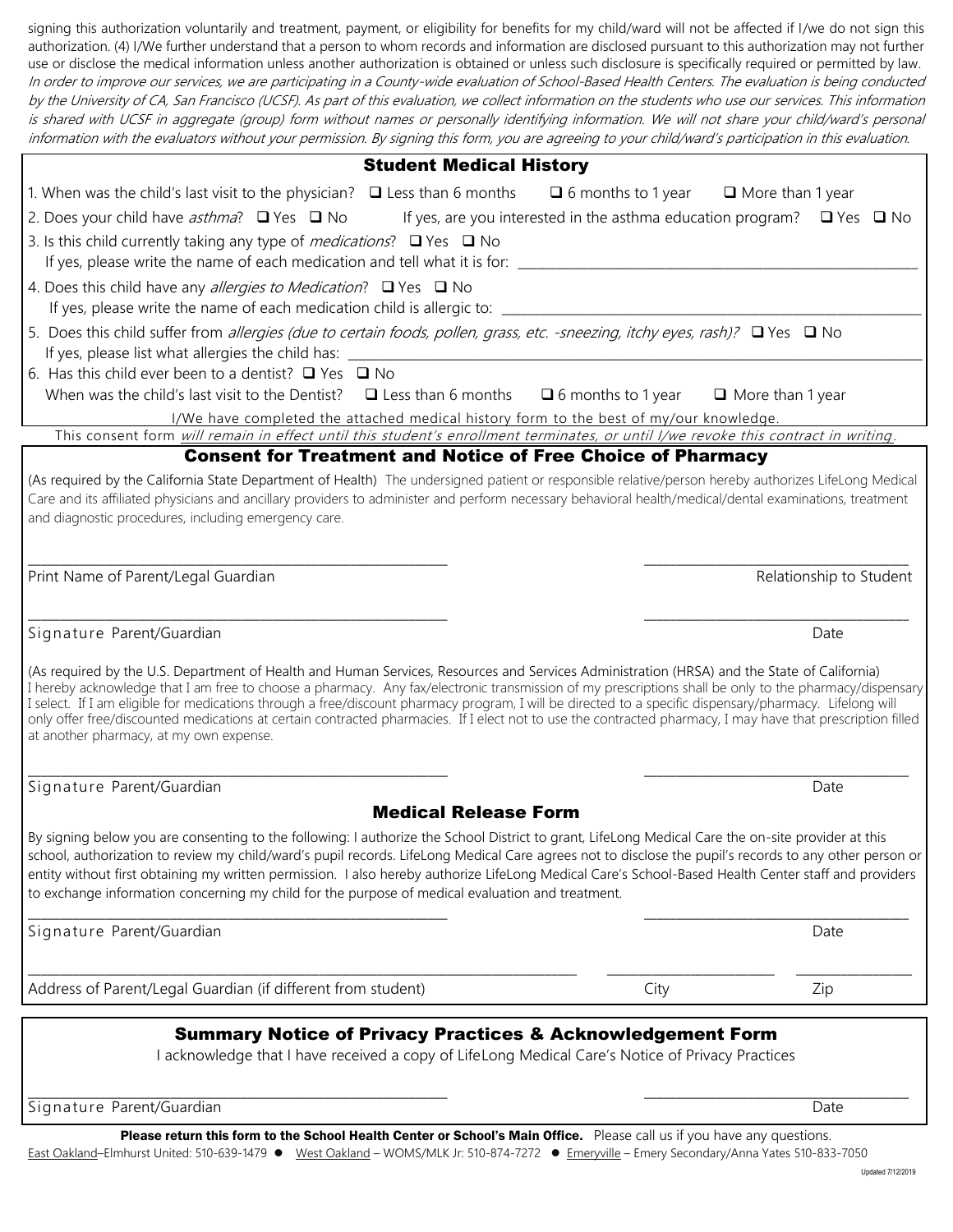signing this authorization voluntarily and treatment, payment, or eligibility for benefits for my child/ward will not be affected if I/we do not sign this authorization. (4) I/We further understand that a person to whom records and information are disclosed pursuant to this authorization may not further use or disclose the medical information unless another authorization is obtained or unless such disclosure is specifically required or permitted by law. *In order to improve our services, we are participating in a County-wide evaluation of School-Based Health Centers. The evaluation is being conducted by the University of CA, San Francisco (UCSF). As part of this evaluation, we collect information on the students who use our services. This information is shared with UCSF in aggregate (group) form without names or personally identifying information. We will not share your child/ward's personal information with the evaluators without your permission. By signing this form, you are agreeing to your child/ward's participation in this evaluation.*

## Student Medical History

1. When was the child's last visit to the physician? ☐ Less than 6 months ☐ 6 months to 1 year ☐ More than 1 year
2. Does your child have *asthma*? ☐ Yes ☐ No If yes, are you interested in the asthma education program? ☐ Yes ☐ No
3. Is this child currently taking any type of *medications*? ☐ Yes ☐ No
   If yes, please write the name of each medication and tell what it is for: ____________________
4. Does this child have any *allergies to Medication*? ☐ Yes ☐ No
   If yes, please write the name of each medication child is allergic to: ____________________
5. Does this child suffer from *allergies (due to certain foods, pollen, grass, etc. -sneezing, itchy eyes, rash)?* ☐ Yes ☐ No
   If yes, please list what allergies the child has: ____________________
6. Has this child ever been to a dentist? ☐ Yes ☐ No
   When was the child's last visit to the Dentist? ☐ Less than 6 months ☐ 6 months to 1 year ☐ More than 1 year

I/We have completed the attached medical history form to the best of my/our knowledge.

This consent form *will remain in effect until this student's enrollment terminates, or until I/we revoke this contract in writing*.

## Consent for Treatment and Notice of Free Choice of Pharmacy

(As required by the California State Department of Health) The undersigned patient or responsible relative/person hereby authorizes LifeLong Medical Care and its affiliated physicians and ancillary providers to administer and perform necessary behavioral health/medical/dental examinations, treatment and diagnostic procedures, including emergency care.

____________________ ____________________

Print Name of Parent/Legal Guardian Relationship to Student

____________________ ____________________

Signature Parent/Guardian Date

(As required by the U.S. Department of Health and Human Services, Resources and Services Administration (HRSA) and the State of California) I hereby acknowledge that I am free to choose a pharmacy. Any fax/electronic transmission of my prescriptions shall be only to the pharmacy/dispensary I select. If I am eligible for medications through a free/discount pharmacy program, I will be directed to a specific dispensary/pharmacy. Lifelong will only offer free/discounted medications at certain contracted pharmacies. If I elect not to use the contracted pharmacy, I may have that prescription filled at another pharmacy, at my own expense.

____________________ ____________________

Signature Parent/Guardian Date

## Medical Release Form

By signing below you are consenting to the following: I authorize the School District to grant, LifeLong Medical Care the on-site provider at this school, authorization to review my child/ward's pupil records. LifeLong Medical Care agrees not to disclose the pupil's records to any other person or entity without first obtaining my written permission. I also hereby authorize LifeLong Medical Care's School-Based Health Center staff and providers to exchange information concerning my child for the purpose of medical evaluation and treatment.

____________________ ____________________

Signature Parent/Guardian Date

____________________ ____________________ ____________________

Address of Parent/Legal Guardian (if different from student) City Zip

## Summary Notice of Privacy Practices & Acknowledgement Form

I acknowledge that I have received a copy of LifeLong Medical Care's Notice of Privacy Practices

____________________ ____________________

Signature Parent/Guardian Date

**Please return this form to the School Health Center or School's Main Office.** Please call us if you have any questions.

East Oakland–Elmhurst United: 510-639-1479 ● West Oakland – WOMS/MLK Jr: 510-874-7272 ● Emeryville – Emery Secondary/Anna Yates 510-833-7050

Updated 7/12/2019